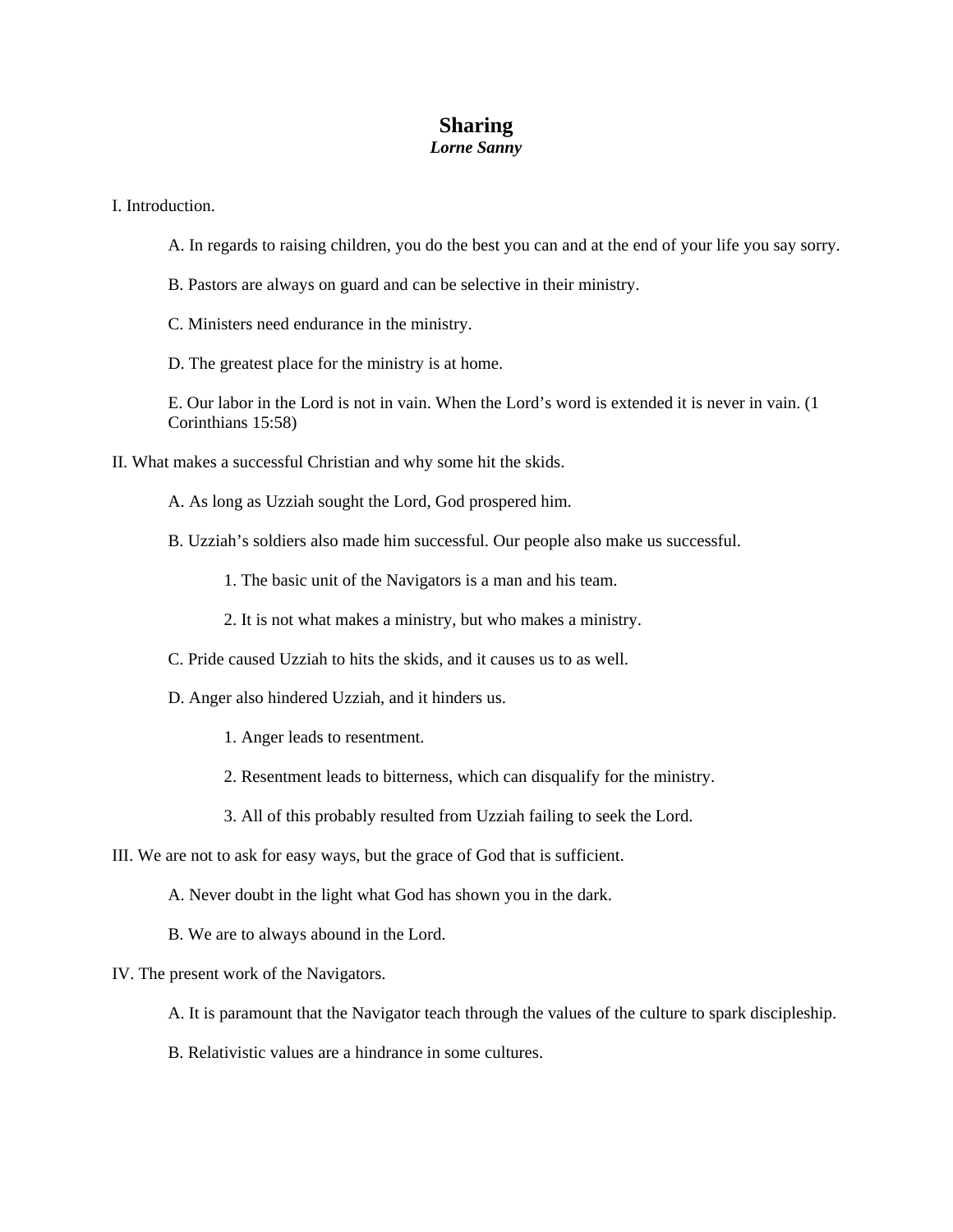# Sharing

***Lorne Sanny***

I. Introduction.

A. In regards to raising children, you do the best you can and at the end of your life you say sorry.

B. Pastors are always on guard and can be selective in their ministry.

C. Ministers need endurance in the ministry.

D. The greatest place for the ministry is at home.

E. Our labor in the Lord is not in vain. When the Lord's word is extended it is never in vain. (1 Corinthians 15:58)

II. What makes a successful Christian and why some hit the skids.

A. As long as Uzziah sought the Lord, God prospered him.

B. Uzziah's soldiers also made him successful. Our people also make us successful.

1. The basic unit of the Navigators is a man and his team.

2. It is not what makes a ministry, but who makes a ministry.

C. Pride caused Uzziah to hits the skids, and it causes us to as well.

D. Anger also hindered Uzziah, and it hinders us.

1. Anger leads to resentment.

2. Resentment leads to bitterness, which can disqualify for the ministry.

3. All of this probably resulted from Uzziah failing to seek the Lord.

III. We are not to ask for easy ways, but the grace of God that is sufficient.

A. Never doubt in the light what God has shown you in the dark.

B. We are to always abound in the Lord.

IV. The present work of the Navigators.

A. It is paramount that the Navigator teach through the values of the culture to spark discipleship.

B. Relativistic values are a hindrance in some cultures.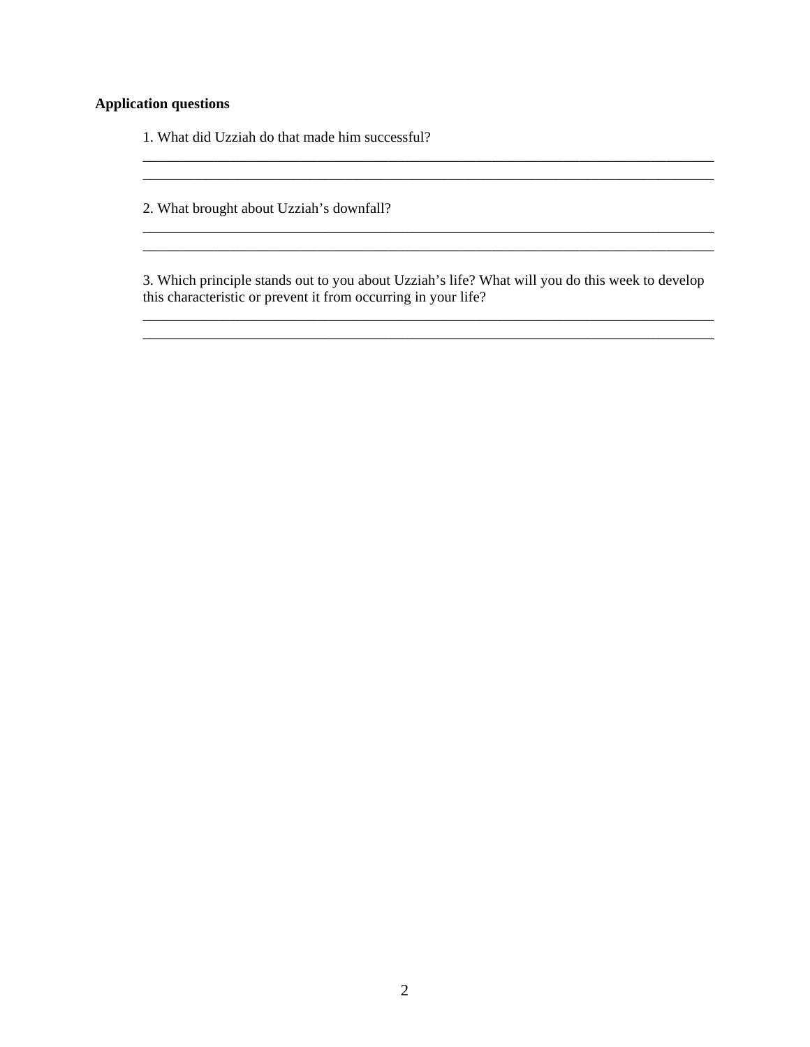**Application questions**

1. What did Uzziah do that made him successful?

________________________________________________________________________________
________________________________________________________________________________

2. What brought about Uzziah's downfall?

________________________________________________________________________________
________________________________________________________________________________

3. Which principle stands out to you about Uzziah's life? What will you do this week to develop this characteristic or prevent it from occurring in your life?

________________________________________________________________________________
________________________________________________________________________________